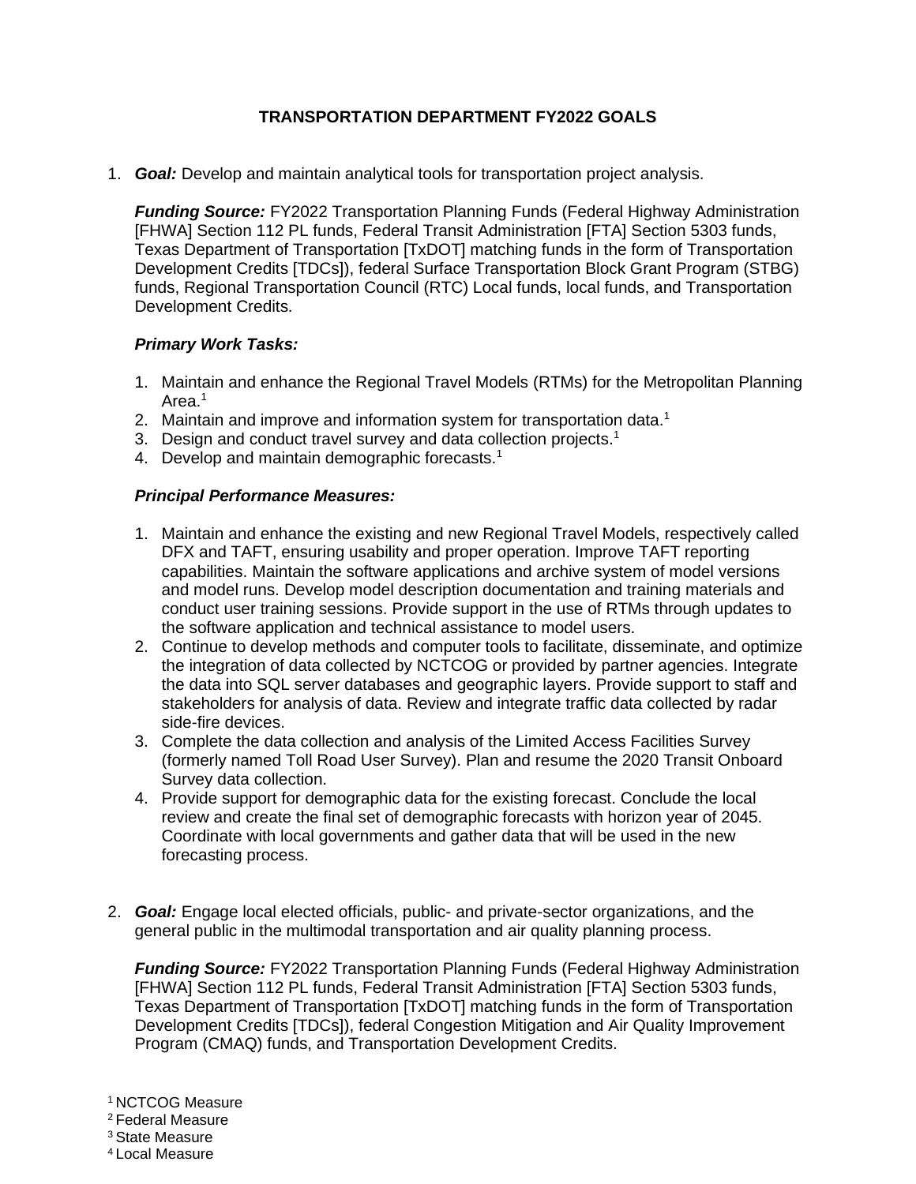# TRANSPORTATION DEPARTMENT FY2022 GOALS

1. ***Goal:*** Develop and maintain analytical tools for transportation project analysis.

   ***Funding Source:*** FY2022 Transportation Planning Funds (Federal Highway Administration [FHWA] Section 112 PL funds, Federal Transit Administration [FTA] Section 5303 funds, Texas Department of Transportation [TxDOT] matching funds in the form of Transportation Development Credits [TDCs]), federal Surface Transportation Block Grant Program (STBG) funds, Regional Transportation Council (RTC) Local funds, local funds, and Transportation Development Credits.

   ***Primary Work Tasks:***

   1. Maintain and enhance the Regional Travel Models (RTMs) for the Metropolitan Planning Area.[1]
   2. Maintain and improve and information system for transportation data.[1]
   3. Design and conduct travel survey and data collection projects.[1]
   4. Develop and maintain demographic forecasts.[1]

   ***Principal Performance Measures:***

   1. Maintain and enhance the existing and new Regional Travel Models, respectively called DFX and TAFT, ensuring usability and proper operation. Improve TAFT reporting capabilities. Maintain the software applications and archive system of model versions and model runs. Develop model description documentation and training materials and conduct user training sessions. Provide support in the use of RTMs through updates to the software application and technical assistance to model users.
   2. Continue to develop methods and computer tools to facilitate, disseminate, and optimize the integration of data collected by NCTCOG or provided by partner agencies. Integrate the data into SQL server databases and geographic layers. Provide support to staff and stakeholders for analysis of data. Review and integrate traffic data collected by radar side-fire devices.
   3. Complete the data collection and analysis of the Limited Access Facilities Survey (formerly named Toll Road User Survey). Plan and resume the 2020 Transit Onboard Survey data collection.
   4. Provide support for demographic data for the existing forecast. Conclude the local review and create the final set of demographic forecasts with horizon year of 2045. Coordinate with local governments and gather data that will be used in the new forecasting process.

2. ***Goal:*** Engage local elected officials, public- and private-sector organizations, and the general public in the multimodal transportation and air quality planning process.

   ***Funding Source:*** FY2022 Transportation Planning Funds (Federal Highway Administration [FHWA] Section 112 PL funds, Federal Transit Administration [FTA] Section 5303 funds, Texas Department of Transportation [TxDOT] matching funds in the form of Transportation Development Credits [TDCs]), federal Congestion Mitigation and Air Quality Improvement Program (CMAQ) funds, and Transportation Development Credits.

[1] NCTCOG Measure
[2] Federal Measure
[3] State Measure
[4] Local Measure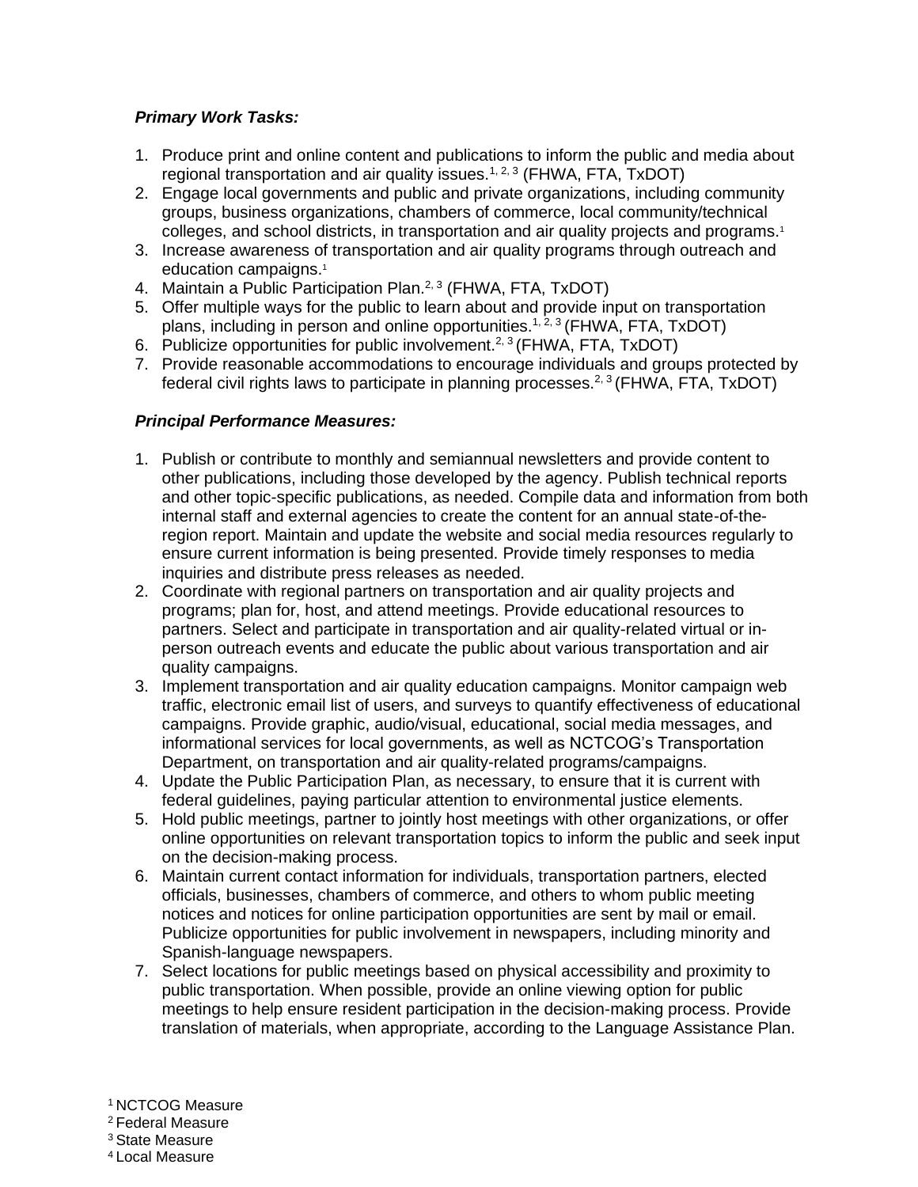***Primary Work Tasks:***

1. Produce print and online content and publications to inform the public and media about regional transportation and air quality issues.[1, 2, 3] (FHWA, FTA, TxDOT)
2. Engage local governments and public and private organizations, including community groups, business organizations, chambers of commerce, local community/technical colleges, and school districts, in transportation and air quality projects and programs.[1]
3. Increase awareness of transportation and air quality programs through outreach and education campaigns.[1]
4. Maintain a Public Participation Plan.[2, 3] (FHWA, FTA, TxDOT)
5. Offer multiple ways for the public to learn about and provide input on transportation plans, including in person and online opportunities.[1, 2, 3] (FHWA, FTA, TxDOT)
6. Publicize opportunities for public involvement.[2, 3] (FHWA, FTA, TxDOT)
7. Provide reasonable accommodations to encourage individuals and groups protected by federal civil rights laws to participate in planning processes.[2, 3] (FHWA, FTA, TxDOT)

***Principal Performance Measures:***

1. Publish or contribute to monthly and semiannual newsletters and provide content to other publications, including those developed by the agency. Publish technical reports and other topic-specific publications, as needed. Compile data and information from both internal staff and external agencies to create the content for an annual state-of-the-region report. Maintain and update the website and social media resources regularly to ensure current information is being presented. Provide timely responses to media inquiries and distribute press releases as needed.
2. Coordinate with regional partners on transportation and air quality projects and programs; plan for, host, and attend meetings. Provide educational resources to partners. Select and participate in transportation and air quality-related virtual or in-person outreach events and educate the public about various transportation and air quality campaigns.
3. Implement transportation and air quality education campaigns. Monitor campaign web traffic, electronic email list of users, and surveys to quantify effectiveness of educational campaigns. Provide graphic, audio/visual, educational, social media messages, and informational services for local governments, as well as NCTCOG's Transportation Department, on transportation and air quality-related programs/campaigns.
4. Update the Public Participation Plan, as necessary, to ensure that it is current with federal guidelines, paying particular attention to environmental justice elements.
5. Hold public meetings, partner to jointly host meetings with other organizations, or offer online opportunities on relevant transportation topics to inform the public and seek input on the decision-making process.
6. Maintain current contact information for individuals, transportation partners, elected officials, businesses, chambers of commerce, and others to whom public meeting notices and notices for online participation opportunities are sent by mail or email. Publicize opportunities for public involvement in newspapers, including minority and Spanish-language newspapers.
7. Select locations for public meetings based on physical accessibility and proximity to public transportation. When possible, provide an online viewing option for public meetings to help ensure resident participation in the decision-making process. Provide translation of materials, when appropriate, according to the Language Assistance Plan.

[1] NCTCOG Measure
[2] Federal Measure
[3] State Measure
[4] Local Measure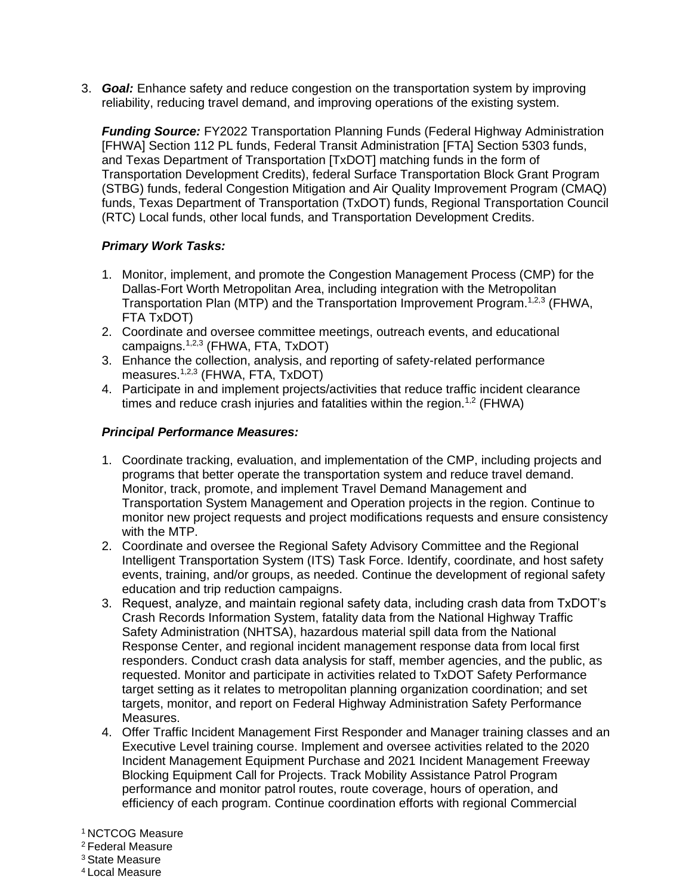3. ***Goal:*** Enhance safety and reduce congestion on the transportation system by improving reliability, reducing travel demand, and improving operations of the existing system.

   ***Funding Source:*** FY2022 Transportation Planning Funds (Federal Highway Administration [FHWA] Section 112 PL funds, Federal Transit Administration [FTA] Section 5303 funds, and Texas Department of Transportation [TxDOT] matching funds in the form of Transportation Development Credits), federal Surface Transportation Block Grant Program (STBG) funds, federal Congestion Mitigation and Air Quality Improvement Program (CMAQ) funds, Texas Department of Transportation (TxDOT) funds, Regional Transportation Council (RTC) Local funds, other local funds, and Transportation Development Credits.

   ***Primary Work Tasks:***

   1. Monitor, implement, and promote the Congestion Management Process (CMP) for the Dallas-Fort Worth Metropolitan Area, including integration with the Metropolitan Transportation Plan (MTP) and the Transportation Improvement Program.[1,2,3] (FHWA, FTA TxDOT)
   2. Coordinate and oversee committee meetings, outreach events, and educational campaigns.[1,2,3] (FHWA, FTA, TxDOT)
   3. Enhance the collection, analysis, and reporting of safety-related performance measures.[1,2,3] (FHWA, FTA, TxDOT)
   4. Participate in and implement projects/activities that reduce traffic incident clearance times and reduce crash injuries and fatalities within the region.[1,2] (FHWA)

   ***Principal Performance Measures:***

   1. Coordinate tracking, evaluation, and implementation of the CMP, including projects and programs that better operate the transportation system and reduce travel demand. Monitor, track, promote, and implement Travel Demand Management and Transportation System Management and Operation projects in the region. Continue to monitor new project requests and project modifications requests and ensure consistency with the MTP.
   2. Coordinate and oversee the Regional Safety Advisory Committee and the Regional Intelligent Transportation System (ITS) Task Force. Identify, coordinate, and host safety events, training, and/or groups, as needed. Continue the development of regional safety education and trip reduction campaigns.
   3. Request, analyze, and maintain regional safety data, including crash data from TxDOT's Crash Records Information System, fatality data from the National Highway Traffic Safety Administration (NHTSA), hazardous material spill data from the National Response Center, and regional incident management response data from local first responders. Conduct crash data analysis for staff, member agencies, and the public, as requested. Monitor and participate in activities related to TxDOT Safety Performance target setting as it relates to metropolitan planning organization coordination; and set targets, monitor, and report on Federal Highway Administration Safety Performance Measures.
   4. Offer Traffic Incident Management First Responder and Manager training classes and an Executive Level training course. Implement and oversee activities related to the 2020 Incident Management Equipment Purchase and 2021 Incident Management Freeway Blocking Equipment Call for Projects. Track Mobility Assistance Patrol Program performance and monitor patrol routes, route coverage, hours of operation, and efficiency of each program. Continue coordination efforts with regional Commercial

[1] NCTCOG Measure
[2] Federal Measure
[3] State Measure
[4] Local Measure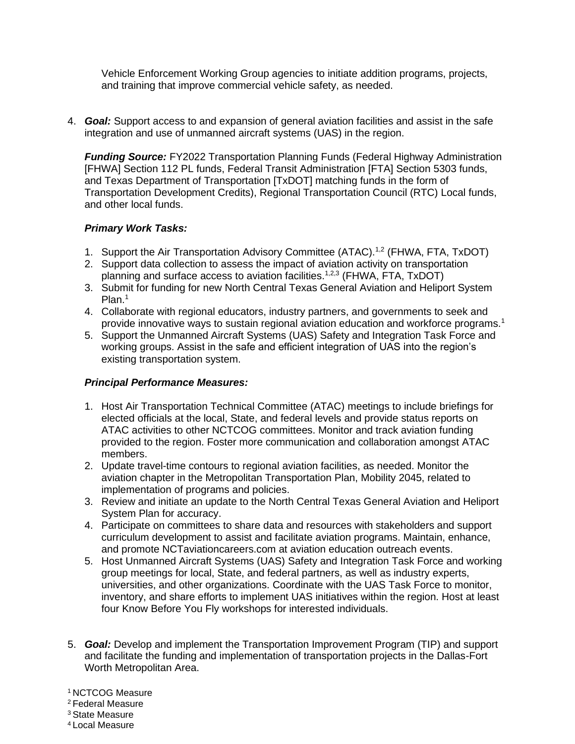Vehicle Enforcement Working Group agencies to initiate addition programs, projects, and training that improve commercial vehicle safety, as needed.

4. ***Goal:*** Support access to and expansion of general aviation facilities and assist in the safe integration and use of unmanned aircraft systems (UAS) in the region.

   ***Funding Source:*** FY2022 Transportation Planning Funds (Federal Highway Administration [FHWA] Section 112 PL funds, Federal Transit Administration [FTA] Section 5303 funds, and Texas Department of Transportation [TxDOT] matching funds in the form of Transportation Development Credits), Regional Transportation Council (RTC) Local funds, and other local funds.

   ***Primary Work Tasks:***

   1. Support the Air Transportation Advisory Committee (ATAC).[1,2] (FHWA, FTA, TxDOT)
   2. Support data collection to assess the impact of aviation activity on transportation planning and surface access to aviation facilities.[1,2,3] (FHWA, FTA, TxDOT)
   3. Submit for funding for new North Central Texas General Aviation and Heliport System Plan.[1]
   4. Collaborate with regional educators, industry partners, and governments to seek and provide innovative ways to sustain regional aviation education and workforce programs.[1]
   5. Support the Unmanned Aircraft Systems (UAS) Safety and Integration Task Force and working groups. Assist in the safe and efficient integration of UAS into the region's existing transportation system.

   ***Principal Performance Measures:***

   1. Host Air Transportation Technical Committee (ATAC) meetings to include briefings for elected officials at the local, State, and federal levels and provide status reports on ATAC activities to other NCTCOG committees. Monitor and track aviation funding provided to the region. Foster more communication and collaboration amongst ATAC members.
   2. Update travel-time contours to regional aviation facilities, as needed. Monitor the aviation chapter in the Metropolitan Transportation Plan, Mobility 2045, related to implementation of programs and policies.
   3. Review and initiate an update to the North Central Texas General Aviation and Heliport System Plan for accuracy.
   4. Participate on committees to share data and resources with stakeholders and support curriculum development to assist and facilitate aviation programs. Maintain, enhance, and promote NCTaviationcareers.com at aviation education outreach events.
   5. Host Unmanned Aircraft Systems (UAS) Safety and Integration Task Force and working group meetings for local, State, and federal partners, as well as industry experts, universities, and other organizations. Coordinate with the UAS Task Force to monitor, inventory, and share efforts to implement UAS initiatives within the region. Host at least four Know Before You Fly workshops for interested individuals.

5. ***Goal:*** Develop and implement the Transportation Improvement Program (TIP) and support and facilitate the funding and implementation of transportation projects in the Dallas-Fort Worth Metropolitan Area.

[1] NCTCOG Measure
[2] Federal Measure
[3] State Measure
[4] Local Measure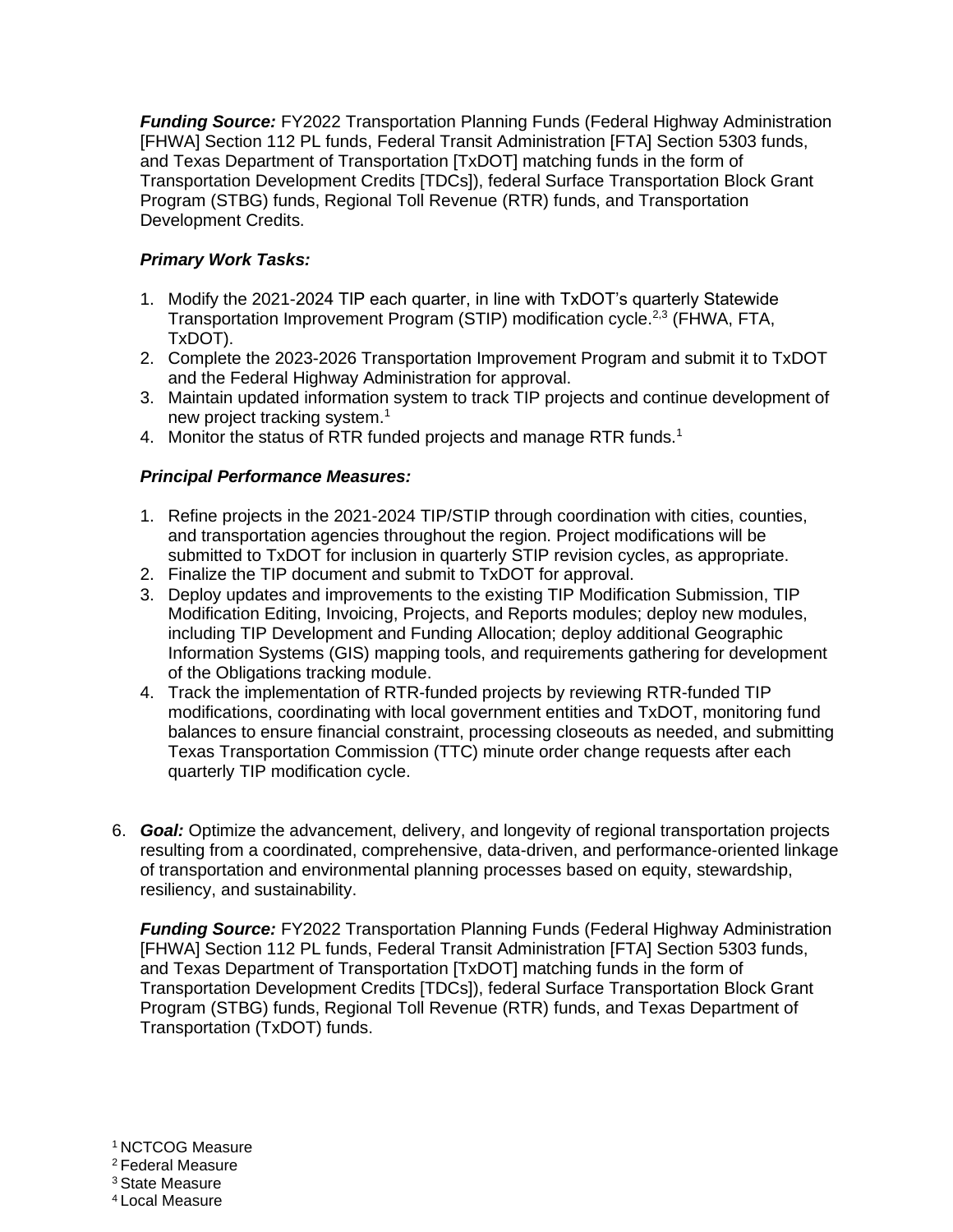***Funding Source:*** FY2022 Transportation Planning Funds (Federal Highway Administration [FHWA] Section 112 PL funds, Federal Transit Administration [FTA] Section 5303 funds, and Texas Department of Transportation [TxDOT] matching funds in the form of Transportation Development Credits [TDCs]), federal Surface Transportation Block Grant Program (STBG) funds, Regional Toll Revenue (RTR) funds, and Transportation Development Credits.

***Primary Work Tasks:***

1. Modify the 2021-2024 TIP each quarter, in line with TxDOT's quarterly Statewide Transportation Improvement Program (STIP) modification cycle.[2,3] (FHWA, FTA, TxDOT).
2. Complete the 2023-2026 Transportation Improvement Program and submit it to TxDOT and the Federal Highway Administration for approval.
3. Maintain updated information system to track TIP projects and continue development of new project tracking system.[1]
4. Monitor the status of RTR funded projects and manage RTR funds.[1]

***Principal Performance Measures:***

1. Refine projects in the 2021-2024 TIP/STIP through coordination with cities, counties, and transportation agencies throughout the region. Project modifications will be submitted to TxDOT for inclusion in quarterly STIP revision cycles, as appropriate.
2. Finalize the TIP document and submit to TxDOT for approval.
3. Deploy updates and improvements to the existing TIP Modification Submission, TIP Modification Editing, Invoicing, Projects, and Reports modules; deploy new modules, including TIP Development and Funding Allocation; deploy additional Geographic Information Systems (GIS) mapping tools, and requirements gathering for development of the Obligations tracking module.
4. Track the implementation of RTR-funded projects by reviewing RTR-funded TIP modifications, coordinating with local government entities and TxDOT, monitoring fund balances to ensure financial constraint, processing closeouts as needed, and submitting Texas Transportation Commission (TTC) minute order change requests after each quarterly TIP modification cycle.

6. ***Goal:*** Optimize the advancement, delivery, and longevity of regional transportation projects resulting from a coordinated, comprehensive, data-driven, and performance-oriented linkage of transportation and environmental planning processes based on equity, stewardship, resiliency, and sustainability.

   ***Funding Source:*** FY2022 Transportation Planning Funds (Federal Highway Administration [FHWA] Section 112 PL funds, Federal Transit Administration [FTA] Section 5303 funds, and Texas Department of Transportation [TxDOT] matching funds in the form of Transportation Development Credits [TDCs]), federal Surface Transportation Block Grant Program (STBG) funds, Regional Toll Revenue (RTR) funds, and Texas Department of Transportation (TxDOT) funds.

[1] NCTCOG Measure
[2] Federal Measure
[3] State Measure
[4] Local Measure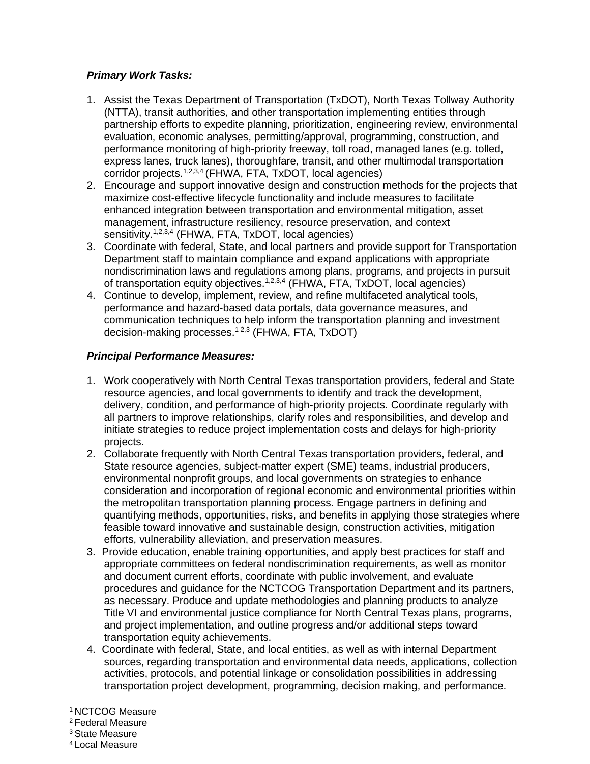***Primary Work Tasks:***

1. Assist the Texas Department of Transportation (TxDOT), North Texas Tollway Authority (NTTA), transit authorities, and other transportation implementing entities through partnership efforts to expedite planning, prioritization, engineering review, environmental evaluation, economic analyses, permitting/approval, programming, construction, and performance monitoring of high-priority freeway, toll road, managed lanes (e.g. tolled, express lanes, truck lanes), thoroughfare, transit, and other multimodal transportation corridor projects.[1,2,3,4] (FHWA, FTA, TxDOT, local agencies)
2. Encourage and support innovative design and construction methods for the projects that maximize cost-effective lifecycle functionality and include measures to facilitate enhanced integration between transportation and environmental mitigation, asset management, infrastructure resiliency, resource preservation, and context sensitivity.[1,2,3,4] (FHWA, FTA, TxDOT, local agencies)
3. Coordinate with federal, State, and local partners and provide support for Transportation Department staff to maintain compliance and expand applications with appropriate nondiscrimination laws and regulations among plans, programs, and projects in pursuit of transportation equity objectives.[1,2,3,4] (FHWA, FTA, TxDOT, local agencies)
4. Continue to develop, implement, review, and refine multifaceted analytical tools, performance and hazard-based data portals, data governance measures, and communication techniques to help inform the transportation planning and investment decision-making processes.[1 2,3] (FHWA, FTA, TxDOT)

***Principal Performance Measures:***

1. Work cooperatively with North Central Texas transportation providers, federal and State resource agencies, and local governments to identify and track the development, delivery, condition, and performance of high-priority projects. Coordinate regularly with all partners to improve relationships, clarify roles and responsibilities, and develop and initiate strategies to reduce project implementation costs and delays for high-priority projects.
2. Collaborate frequently with North Central Texas transportation providers, federal, and State resource agencies, subject-matter expert (SME) teams, industrial producers, environmental nonprofit groups, and local governments on strategies to enhance consideration and incorporation of regional economic and environmental priorities within the metropolitan transportation planning process. Engage partners in defining and quantifying methods, opportunities, risks, and benefits in applying those strategies where feasible toward innovative and sustainable design, construction activities, mitigation efforts, vulnerability alleviation, and preservation measures.
3. Provide education, enable training opportunities, and apply best practices for staff and appropriate committees on federal nondiscrimination requirements, as well as monitor and document current efforts, coordinate with public involvement, and evaluate procedures and guidance for the NCTCOG Transportation Department and its partners, as necessary. Produce and update methodologies and planning products to analyze Title VI and environmental justice compliance for North Central Texas plans, programs, and project implementation, and outline progress and/or additional steps toward transportation equity achievements.
4. Coordinate with federal, State, and local entities, as well as with internal Department sources, regarding transportation and environmental data needs, applications, collection activities, protocols, and potential linkage or consolidation possibilities in addressing transportation project development, programming, decision making, and performance.

[1] NCTCOG Measure
[2] Federal Measure
[3] State Measure
[4] Local Measure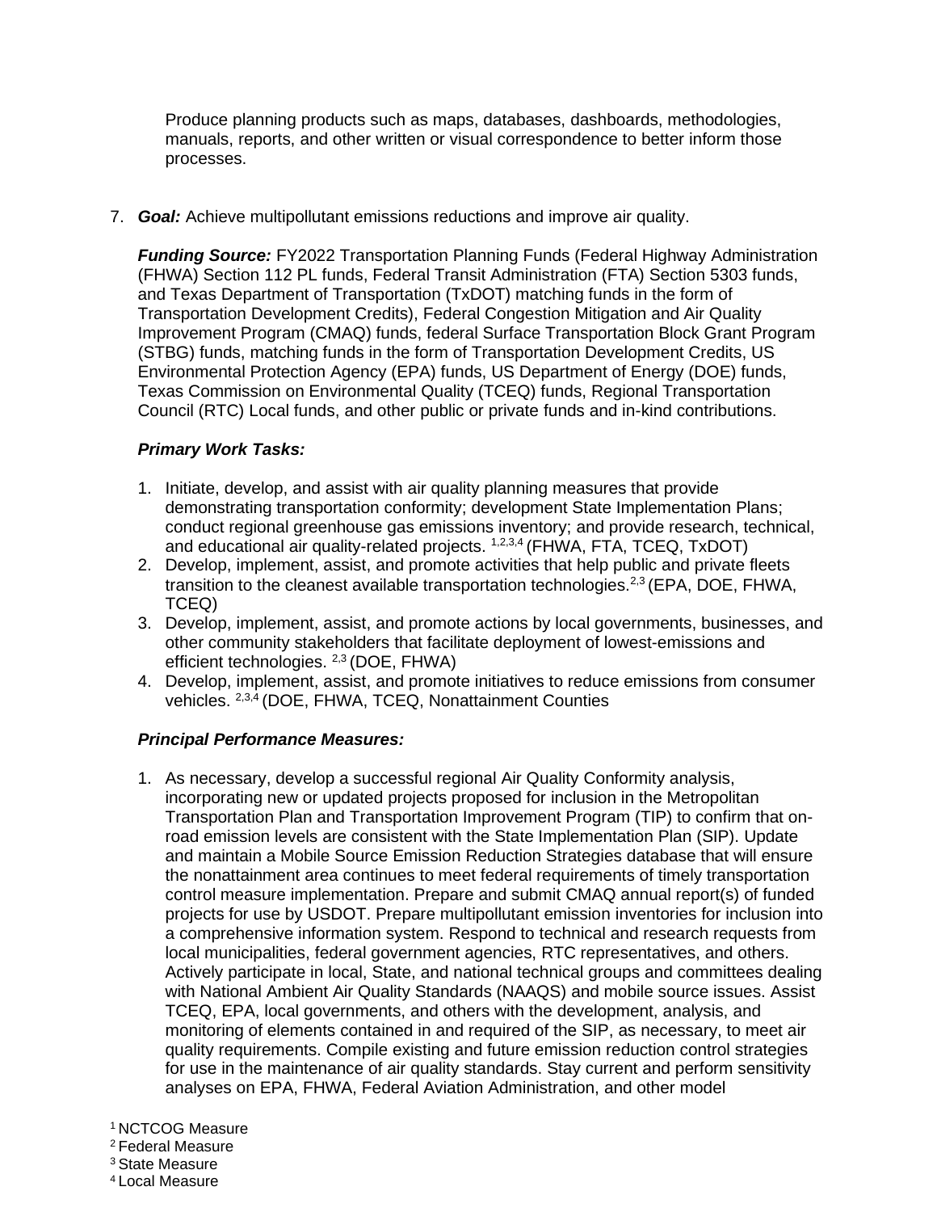Produce planning products such as maps, databases, dashboards, methodologies, manuals, reports, and other written or visual correspondence to better inform those processes.

7. ***Goal:*** Achieve multipollutant emissions reductions and improve air quality.

   ***Funding Source:*** FY2022 Transportation Planning Funds (Federal Highway Administration (FHWA) Section 112 PL funds, Federal Transit Administration (FTA) Section 5303 funds, and Texas Department of Transportation (TxDOT) matching funds in the form of Transportation Development Credits), Federal Congestion Mitigation and Air Quality Improvement Program (CMAQ) funds, federal Surface Transportation Block Grant Program (STBG) funds, matching funds in the form of Transportation Development Credits, US Environmental Protection Agency (EPA) funds, US Department of Energy (DOE) funds, Texas Commission on Environmental Quality (TCEQ) funds, Regional Transportation Council (RTC) Local funds, and other public or private funds and in-kind contributions.

   ***Primary Work Tasks:***

   1. Initiate, develop, and assist with air quality planning measures that provide demonstrating transportation conformity; development State Implementation Plans; conduct regional greenhouse gas emissions inventory; and provide research, technical, and educational air quality-related projects. [1,2,3,4] (FHWA, FTA, TCEQ, TxDOT)
   2. Develop, implement, assist, and promote activities that help public and private fleets transition to the cleanest available transportation technologies.[2,3] (EPA, DOE, FHWA, TCEQ)
   3. Develop, implement, assist, and promote actions by local governments, businesses, and other community stakeholders that facilitate deployment of lowest-emissions and efficient technologies. [2,3] (DOE, FHWA)
   4. Develop, implement, assist, and promote initiatives to reduce emissions from consumer vehicles. [2,3,4] (DOE, FHWA, TCEQ, Nonattainment Counties

   ***Principal Performance Measures:***

   1. As necessary, develop a successful regional Air Quality Conformity analysis, incorporating new or updated projects proposed for inclusion in the Metropolitan Transportation Plan and Transportation Improvement Program (TIP) to confirm that on-road emission levels are consistent with the State Implementation Plan (SIP). Update and maintain a Mobile Source Emission Reduction Strategies database that will ensure the nonattainment area continues to meet federal requirements of timely transportation control measure implementation. Prepare and submit CMAQ annual report(s) of funded projects for use by USDOT. Prepare multipollutant emission inventories for inclusion into a comprehensive information system. Respond to technical and research requests from local municipalities, federal government agencies, RTC representatives, and others. Actively participate in local, State, and national technical groups and committees dealing with National Ambient Air Quality Standards (NAAQS) and mobile source issues. Assist TCEQ, EPA, local governments, and others with the development, analysis, and monitoring of elements contained in and required of the SIP, as necessary, to meet air quality requirements. Compile existing and future emission reduction control strategies for use in the maintenance of air quality standards. Stay current and perform sensitivity analyses on EPA, FHWA, Federal Aviation Administration, and other model

[1] NCTCOG Measure
[2] Federal Measure
[3] State Measure
[4] Local Measure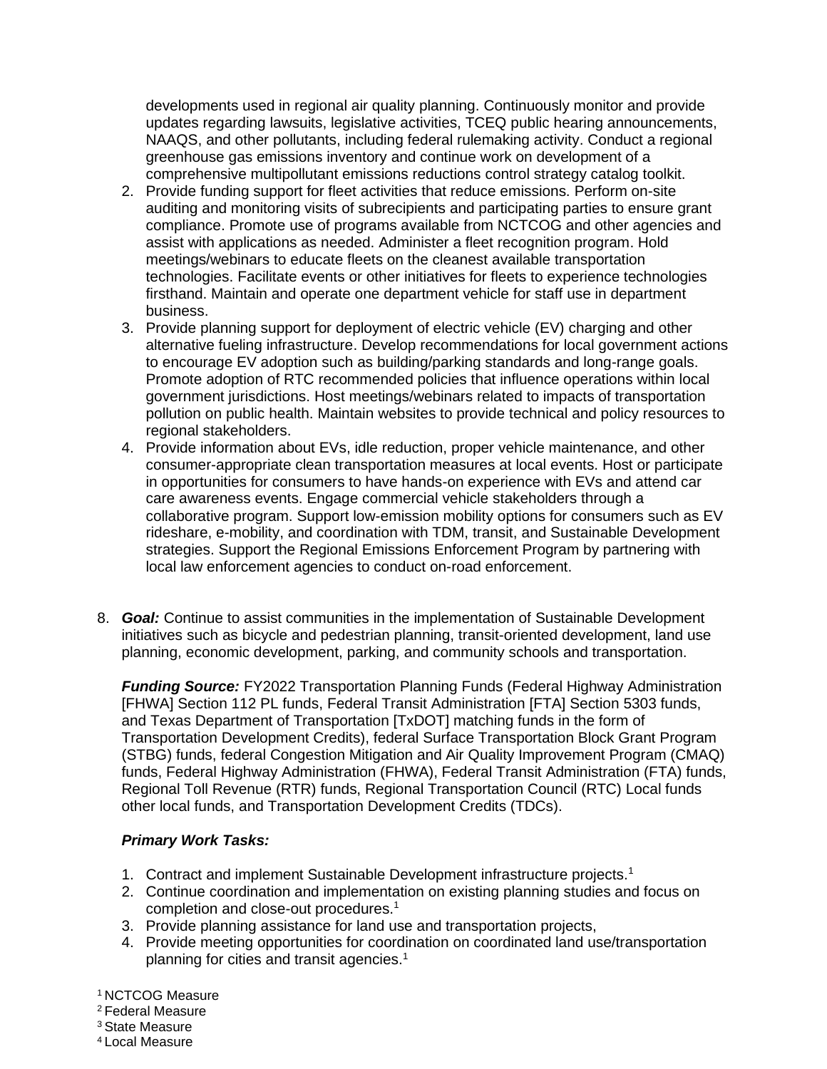developments used in regional air quality planning. Continuously monitor and provide updates regarding lawsuits, legislative activities, TCEQ public hearing announcements, NAAQS, and other pollutants, including federal rulemaking activity. Conduct a regional greenhouse gas emissions inventory and continue work on development of a comprehensive multipollutant emissions reductions control strategy catalog toolkit.

2. Provide funding support for fleet activities that reduce emissions. Perform on-site auditing and monitoring visits of subrecipients and participating parties to ensure grant compliance. Promote use of programs available from NCTCOG and other agencies and assist with applications as needed. Administer a fleet recognition program. Hold meetings/webinars to educate fleets on the cleanest available transportation technologies. Facilitate events or other initiatives for fleets to experience technologies firsthand. Maintain and operate one department vehicle for staff use in department business.
3. Provide planning support for deployment of electric vehicle (EV) charging and other alternative fueling infrastructure. Develop recommendations for local government actions to encourage EV adoption such as building/parking standards and long-range goals. Promote adoption of RTC recommended policies that influence operations within local government jurisdictions. Host meetings/webinars related to impacts of transportation pollution on public health. Maintain websites to provide technical and policy resources to regional stakeholders.
4. Provide information about EVs, idle reduction, proper vehicle maintenance, and other consumer-appropriate clean transportation measures at local events. Host or participate in opportunities for consumers to have hands-on experience with EVs and attend car care awareness events. Engage commercial vehicle stakeholders through a collaborative program. Support low-emission mobility options for consumers such as EV rideshare, e-mobility, and coordination with TDM, transit, and Sustainable Development strategies. Support the Regional Emissions Enforcement Program by partnering with local law enforcement agencies to conduct on-road enforcement.

8. ***Goal:*** Continue to assist communities in the implementation of Sustainable Development initiatives such as bicycle and pedestrian planning, transit-oriented development, land use planning, economic development, parking, and community schools and transportation.

   ***Funding Source:*** FY2022 Transportation Planning Funds (Federal Highway Administration [FHWA] Section 112 PL funds, Federal Transit Administration [FTA] Section 5303 funds, and Texas Department of Transportation [TxDOT] matching funds in the form of Transportation Development Credits), federal Surface Transportation Block Grant Program (STBG) funds, federal Congestion Mitigation and Air Quality Improvement Program (CMAQ) funds, Federal Highway Administration (FHWA), Federal Transit Administration (FTA) funds, Regional Toll Revenue (RTR) funds, Regional Transportation Council (RTC) Local funds other local funds, and Transportation Development Credits (TDCs).

   ***Primary Work Tasks:***

   1. Contract and implement Sustainable Development infrastructure projects.[1]
   2. Continue coordination and implementation on existing planning studies and focus on completion and close-out procedures.[1]
   3. Provide planning assistance for land use and transportation projects,
   4. Provide meeting opportunities for coordination on coordinated land use/transportation planning for cities and transit agencies.[1]

[1] NCTCOG Measure
[2] Federal Measure
[3] State Measure
[4] Local Measure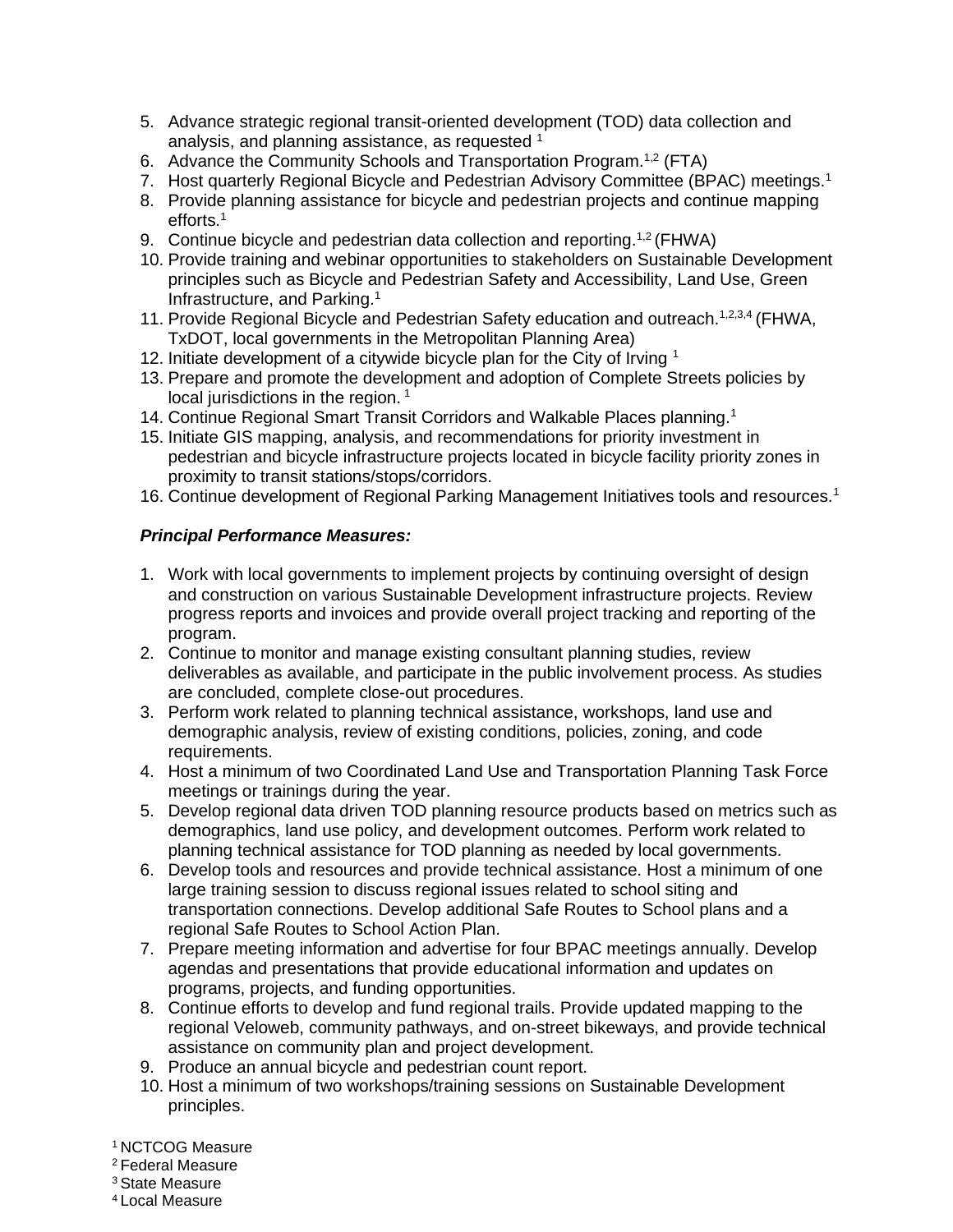5. Advance strategic regional transit-oriented development (TOD) data collection and analysis, and planning assistance, as requested [1]
6. Advance the Community Schools and Transportation Program.[1,2] (FTA)
7. Host quarterly Regional Bicycle and Pedestrian Advisory Committee (BPAC) meetings.[1]
8. Provide planning assistance for bicycle and pedestrian projects and continue mapping efforts.[1]
9. Continue bicycle and pedestrian data collection and reporting.[1,2] (FHWA)
10. Provide training and webinar opportunities to stakeholders on Sustainable Development principles such as Bicycle and Pedestrian Safety and Accessibility, Land Use, Green Infrastructure, and Parking.[1]
11. Provide Regional Bicycle and Pedestrian Safety education and outreach.[1,2,3,4] (FHWA, TxDOT, local governments in the Metropolitan Planning Area)
12. Initiate development of a citywide bicycle plan for the City of Irving [1]
13. Prepare and promote the development and adoption of Complete Streets policies by local jurisdictions in the region. [1]
14. Continue Regional Smart Transit Corridors and Walkable Places planning.[1]
15. Initiate GIS mapping, analysis, and recommendations for priority investment in pedestrian and bicycle infrastructure projects located in bicycle facility priority zones in proximity to transit stations/stops/corridors.
16. Continue development of Regional Parking Management Initiatives tools and resources.[1]

***Principal Performance Measures:***

1. Work with local governments to implement projects by continuing oversight of design and construction on various Sustainable Development infrastructure projects. Review progress reports and invoices and provide overall project tracking and reporting of the program.
2. Continue to monitor and manage existing consultant planning studies, review deliverables as available, and participate in the public involvement process. As studies are concluded, complete close-out procedures.
3. Perform work related to planning technical assistance, workshops, land use and demographic analysis, review of existing conditions, policies, zoning, and code requirements.
4. Host a minimum of two Coordinated Land Use and Transportation Planning Task Force meetings or trainings during the year.
5. Develop regional data driven TOD planning resource products based on metrics such as demographics, land use policy, and development outcomes. Perform work related to planning technical assistance for TOD planning as needed by local governments.
6. Develop tools and resources and provide technical assistance. Host a minimum of one large training session to discuss regional issues related to school siting and transportation connections. Develop additional Safe Routes to School plans and a regional Safe Routes to School Action Plan.
7. Prepare meeting information and advertise for four BPAC meetings annually. Develop agendas and presentations that provide educational information and updates on programs, projects, and funding opportunities.
8. Continue efforts to develop and fund regional trails. Provide updated mapping to the regional Veloweb, community pathways, and on-street bikeways, and provide technical assistance on community plan and project development.
9. Produce an annual bicycle and pedestrian count report.
10. Host a minimum of two workshops/training sessions on Sustainable Development principles.

[1] NCTCOG Measure
[2] Federal Measure
[3] State Measure
[4] Local Measure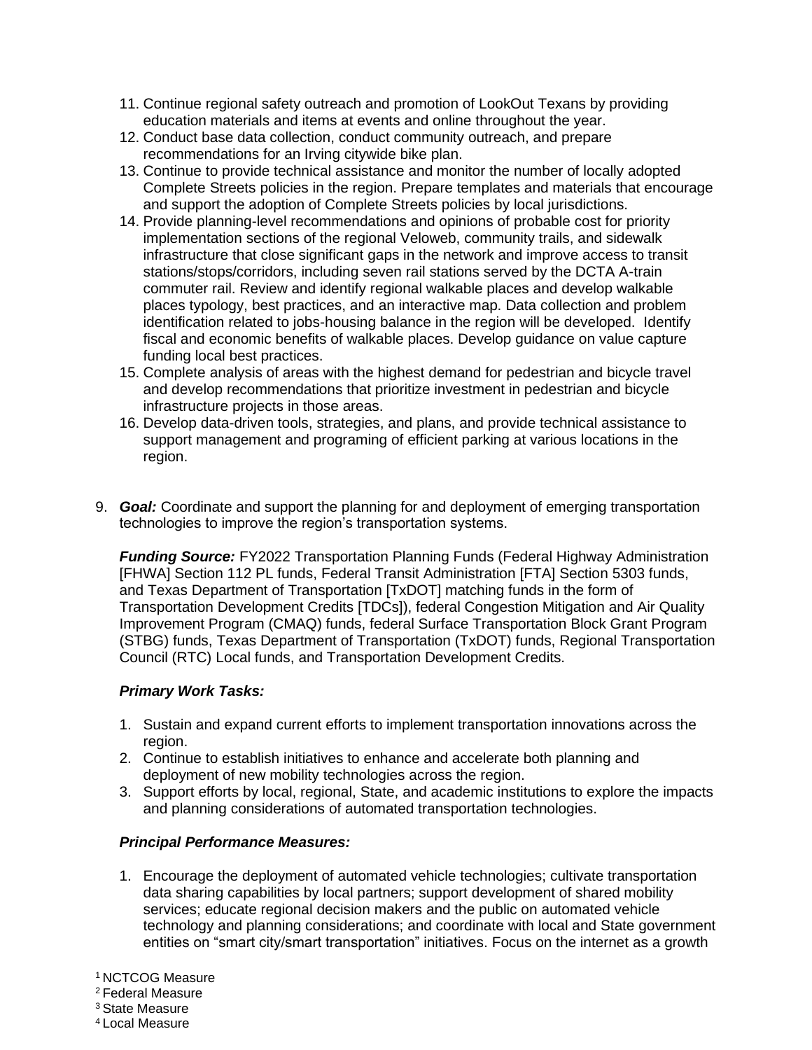11. Continue regional safety outreach and promotion of LookOut Texans by providing education materials and items at events and online throughout the year.
12. Conduct base data collection, conduct community outreach, and prepare recommendations for an Irving citywide bike plan.
13. Continue to provide technical assistance and monitor the number of locally adopted Complete Streets policies in the region. Prepare templates and materials that encourage and support the adoption of Complete Streets policies by local jurisdictions.
14. Provide planning-level recommendations and opinions of probable cost for priority implementation sections of the regional Veloweb, community trails, and sidewalk infrastructure that close significant gaps in the network and improve access to transit stations/stops/corridors, including seven rail stations served by the DCTA A-train commuter rail. Review and identify regional walkable places and develop walkable places typology, best practices, and an interactive map. Data collection and problem identification related to jobs-housing balance in the region will be developed. Identify fiscal and economic benefits of walkable places. Develop guidance on value capture funding local best practices.
15. Complete analysis of areas with the highest demand for pedestrian and bicycle travel and develop recommendations that prioritize investment in pedestrian and bicycle infrastructure projects in those areas.
16. Develop data-driven tools, strategies, and plans, and provide technical assistance to support management and programing of efficient parking at various locations in the region.

9. ***Goal:*** Coordinate and support the planning for and deployment of emerging transportation technologies to improve the region's transportation systems.

   ***Funding Source:*** FY2022 Transportation Planning Funds (Federal Highway Administration [FHWA] Section 112 PL funds, Federal Transit Administration [FTA] Section 5303 funds, and Texas Department of Transportation [TxDOT] matching funds in the form of Transportation Development Credits [TDCs]), federal Congestion Mitigation and Air Quality Improvement Program (CMAQ) funds, federal Surface Transportation Block Grant Program (STBG) funds, Texas Department of Transportation (TxDOT) funds, Regional Transportation Council (RTC) Local funds, and Transportation Development Credits.

   ***Primary Work Tasks:***

   1. Sustain and expand current efforts to implement transportation innovations across the region.
   2. Continue to establish initiatives to enhance and accelerate both planning and deployment of new mobility technologies across the region.
   3. Support efforts by local, regional, State, and academic institutions to explore the impacts and planning considerations of automated transportation technologies.

   ***Principal Performance Measures:***

   1. Encourage the deployment of automated vehicle technologies; cultivate transportation data sharing capabilities by local partners; support development of shared mobility services; educate regional decision makers and the public on automated vehicle technology and planning considerations; and coordinate with local and State government entities on "smart city/smart transportation" initiatives. Focus on the internet as a growth

[1] NCTCOG Measure
[2] Federal Measure
[3] State Measure
[4] Local Measure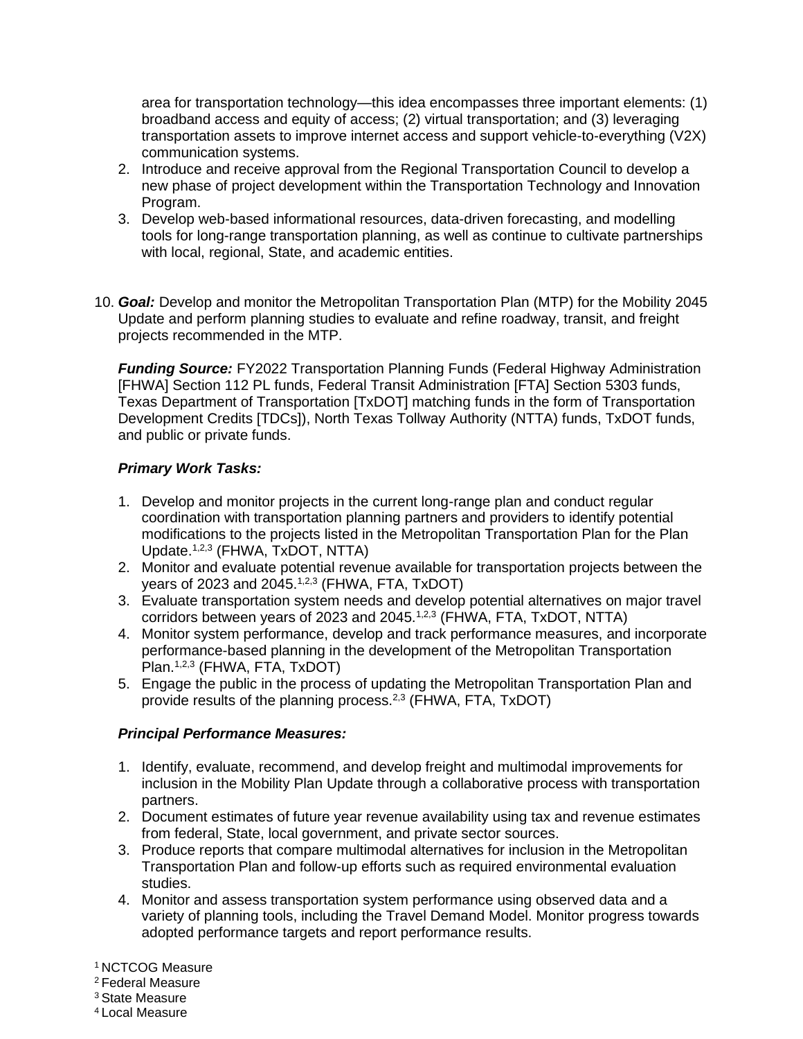area for transportation technology—this idea encompasses three important elements: (1) broadband access and equity of access; (2) virtual transportation; and (3) leveraging transportation assets to improve internet access and support vehicle-to-everything (V2X) communication systems.
2. Introduce and receive approval from the Regional Transportation Council to develop a new phase of project development within the Transportation Technology and Innovation Program.
3. Develop web-based informational resources, data-driven forecasting, and modelling tools for long-range transportation planning, as well as continue to cultivate partnerships with local, regional, State, and academic entities.

10. ***Goal:*** Develop and monitor the Metropolitan Transportation Plan (MTP) for the Mobility 2045 Update and perform planning studies to evaluate and refine roadway, transit, and freight projects recommended in the MTP.

    ***Funding Source:*** FY2022 Transportation Planning Funds (Federal Highway Administration [FHWA] Section 112 PL funds, Federal Transit Administration [FTA] Section 5303 funds, Texas Department of Transportation [TxDOT] matching funds in the form of Transportation Development Credits [TDCs]), North Texas Tollway Authority (NTTA) funds, TxDOT funds, and public or private funds.

    ***Primary Work Tasks:***

    1. Develop and monitor projects in the current long-range plan and conduct regular coordination with transportation planning partners and providers to identify potential modifications to the projects listed in the Metropolitan Transportation Plan for the Plan Update.[1,2,3] (FHWA, TxDOT, NTTA)
    2. Monitor and evaluate potential revenue available for transportation projects between the years of 2023 and 2045.[1,2,3] (FHWA, FTA, TxDOT)
    3. Evaluate transportation system needs and develop potential alternatives on major travel corridors between years of 2023 and 2045.[1,2,3] (FHWA, FTA, TxDOT, NTTA)
    4. Monitor system performance, develop and track performance measures, and incorporate performance-based planning in the development of the Metropolitan Transportation Plan.[1,2,3] (FHWA, FTA, TxDOT)
    5. Engage the public in the process of updating the Metropolitan Transportation Plan and provide results of the planning process.[2,3] (FHWA, FTA, TxDOT)

    ***Principal Performance Measures:***

    1. Identify, evaluate, recommend, and develop freight and multimodal improvements for inclusion in the Mobility Plan Update through a collaborative process with transportation partners.
    2. Document estimates of future year revenue availability using tax and revenue estimates from federal, State, local government, and private sector sources.
    3. Produce reports that compare multimodal alternatives for inclusion in the Metropolitan Transportation Plan and follow-up efforts such as required environmental evaluation studies.
    4. Monitor and assess transportation system performance using observed data and a variety of planning tools, including the Travel Demand Model. Monitor progress towards adopted performance targets and report performance results.

[1] NCTCOG Measure
[2] Federal Measure
[3] State Measure
[4] Local Measure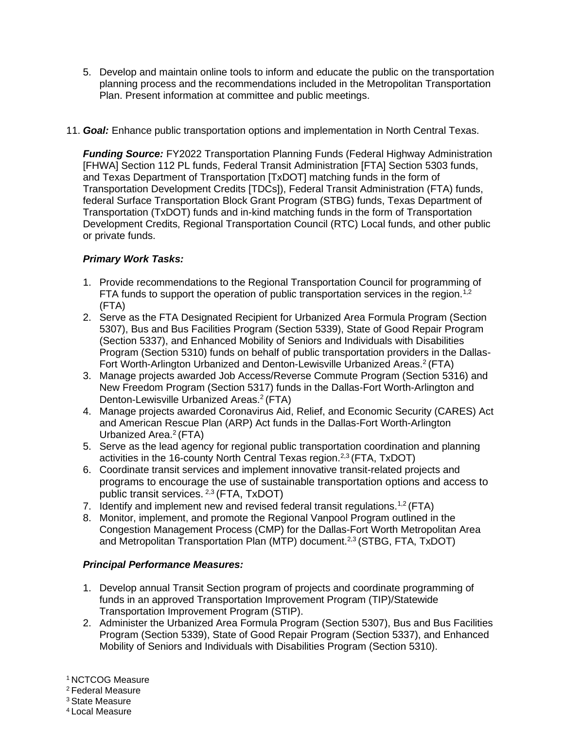5. Develop and maintain online tools to inform and educate the public on the transportation planning process and the recommendations included in the Metropolitan Transportation Plan. Present information at committee and public meetings.

11. ***Goal:*** Enhance public transportation options and implementation in North Central Texas.

    ***Funding Source:*** FY2022 Transportation Planning Funds (Federal Highway Administration [FHWA] Section 112 PL funds, Federal Transit Administration [FTA] Section 5303 funds, and Texas Department of Transportation [TxDOT] matching funds in the form of Transportation Development Credits [TDCs]), Federal Transit Administration (FTA) funds, federal Surface Transportation Block Grant Program (STBG) funds, Texas Department of Transportation (TxDOT) funds and in-kind matching funds in the form of Transportation Development Credits, Regional Transportation Council (RTC) Local funds, and other public or private funds.

    ***Primary Work Tasks:***

    1. Provide recommendations to the Regional Transportation Council for programming of FTA funds to support the operation of public transportation services in the region.[1,2] (FTA)
    2. Serve as the FTA Designated Recipient for Urbanized Area Formula Program (Section 5307), Bus and Bus Facilities Program (Section 5339), State of Good Repair Program (Section 5337), and Enhanced Mobility of Seniors and Individuals with Disabilities Program (Section 5310) funds on behalf of public transportation providers in the Dallas-Fort Worth-Arlington Urbanized and Denton-Lewisville Urbanized Areas.[2] (FTA)
    3. Manage projects awarded Job Access/Reverse Commute Program (Section 5316) and New Freedom Program (Section 5317) funds in the Dallas-Fort Worth-Arlington and Denton-Lewisville Urbanized Areas.[2] (FTA)
    4. Manage projects awarded Coronavirus Aid, Relief, and Economic Security (CARES) Act and American Rescue Plan (ARP) Act funds in the Dallas-Fort Worth-Arlington Urbanized Area.[2] (FTA)
    5. Serve as the lead agency for regional public transportation coordination and planning activities in the 16-county North Central Texas region.[2,3] (FTA, TxDOT)
    6. Coordinate transit services and implement innovative transit-related projects and programs to encourage the use of sustainable transportation options and access to public transit services.[2,3] (FTA, TxDOT)
    7. Identify and implement new and revised federal transit regulations.[1,2] (FTA)
    8. Monitor, implement, and promote the Regional Vanpool Program outlined in the Congestion Management Process (CMP) for the Dallas-Fort Worth Metropolitan Area and Metropolitan Transportation Plan (MTP) document.[2,3] (STBG, FTA, TxDOT)

    ***Principal Performance Measures:***

    1. Develop annual Transit Section program of projects and coordinate programming of funds in an approved Transportation Improvement Program (TIP)/Statewide Transportation Improvement Program (STIP).
    2. Administer the Urbanized Area Formula Program (Section 5307), Bus and Bus Facilities Program (Section 5339), State of Good Repair Program (Section 5337), and Enhanced Mobility of Seniors and Individuals with Disabilities Program (Section 5310).

[1] NCTCOG Measure
[2] Federal Measure
[3] State Measure
[4] Local Measure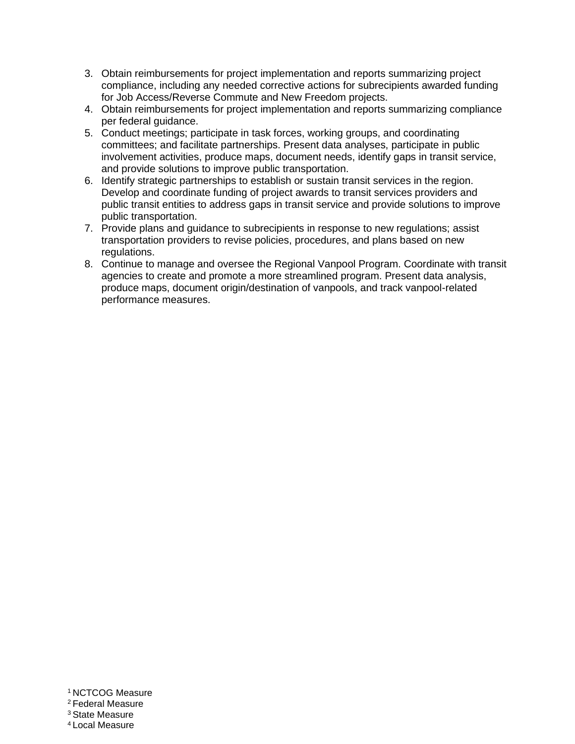3. Obtain reimbursements for project implementation and reports summarizing project compliance, including any needed corrective actions for subrecipients awarded funding for Job Access/Reverse Commute and New Freedom projects.
4. Obtain reimbursements for project implementation and reports summarizing compliance per federal guidance.
5. Conduct meetings; participate in task forces, working groups, and coordinating committees; and facilitate partnerships. Present data analyses, participate in public involvement activities, produce maps, document needs, identify gaps in transit service, and provide solutions to improve public transportation.
6. Identify strategic partnerships to establish or sustain transit services in the region. Develop and coordinate funding of project awards to transit services providers and public transit entities to address gaps in transit service and provide solutions to improve public transportation.
7. Provide plans and guidance to subrecipients in response to new regulations; assist transportation providers to revise policies, procedures, and plans based on new regulations.
8. Continue to manage and oversee the Regional Vanpool Program. Coordinate with transit agencies to create and promote a more streamlined program. Present data analysis, produce maps, document origin/destination of vanpools, and track vanpool-related performance measures.

[1] NCTCOG Measure
[2] Federal Measure
[3] State Measure
[4] Local Measure